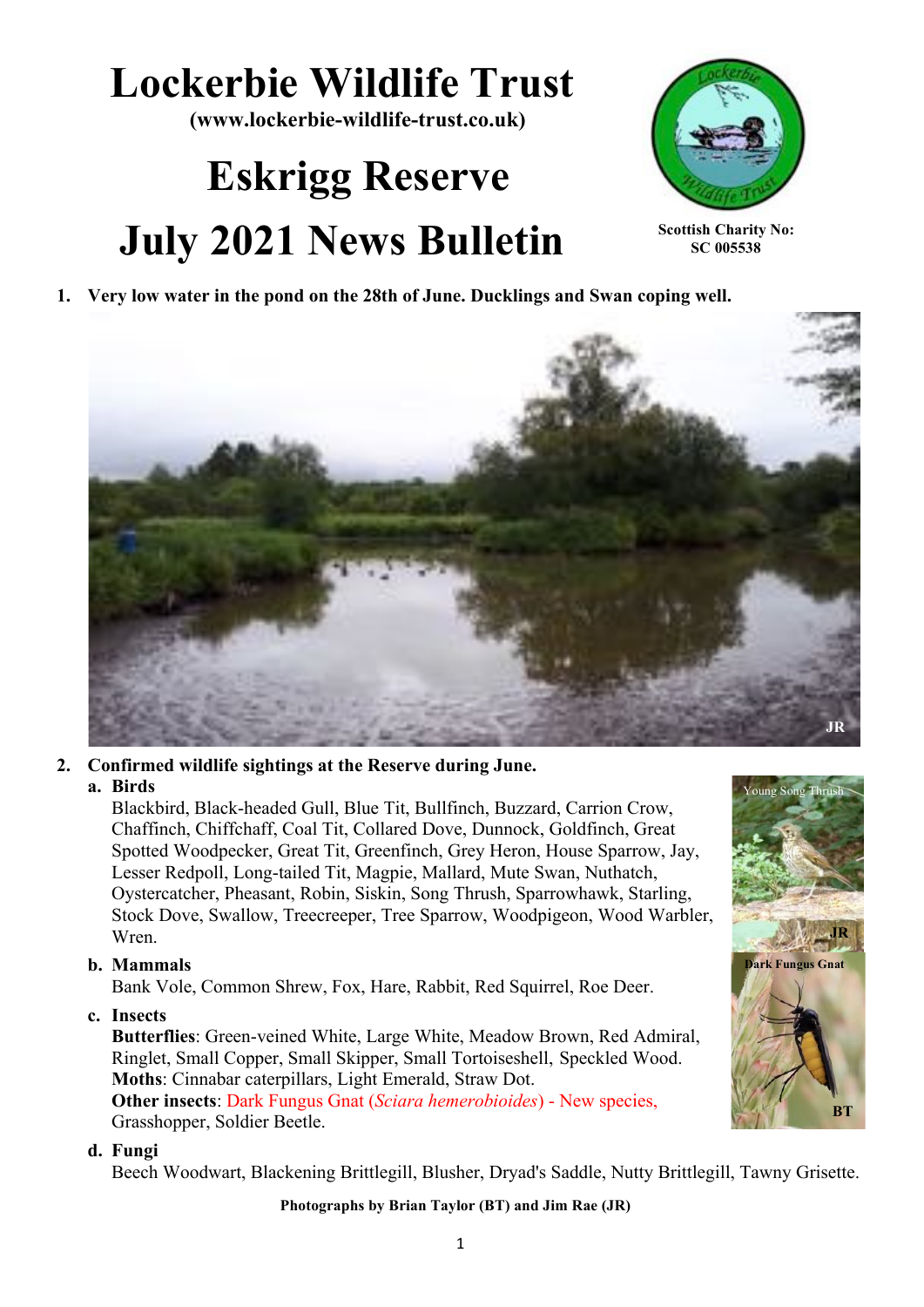# Lockerbie Wildlife Trust

**(www.lockerbie-wildlife-trust.co.uk)**

# Eskrigg Reserve

# July 2021 News Bulletin

**Scottish Charity No: SC 005538**

1. **Very low water in the pond on the 28th of June. Ducklings and Swan coping well.**

JR

2. **Confirmed wildlife sightings at the Reserve during June.**

   a. **Birds**

   Blackbird, Black-headed Gull, Blue Tit, Bullfinch, Buzzard, Carrion Crow, Chaffinch, Chiffchaff, Coal Tit, Collared Dove, Dunnock, Goldfinch, Great Spotted Woodpecker, Great Tit, Greenfinch, Grey Heron, House Sparrow, Jay, Lesser Redpoll, Long-tailed Tit, Magpie, Mallard, Mute Swan, Nuthatch, Oystercatcher, Pheasant, Robin, Siskin, Song Thrush, Sparrowhawk, Starling, Stock Dove, Swallow, Treecreeper, Tree Sparrow, Woodpigeon, Wood Warbler, Wren.

   b. **Mammals**

   Bank Vole, Common Shrew, Fox, Hare, Rabbit, Red Squirrel, Roe Deer.

   c. **Insects**

   **Butterflies**: Green-veined White, Large White, Meadow Brown, Red Admiral, Ringlet, Small Copper, Small Skipper, Small Tortoiseshell, Speckled Wood.
   **Moths**: Cinnabar caterpillars, Light Emerald, Straw Dot.
   **Other insects**: Dark Fungus Gnat (*Sciara hemerobioides*) - New species, Grasshopper, Soldier Beetle.

   d. **Fungi**

   Beech Woodwart, Blackening Brittlegill, Blusher, Dryad's Saddle, Nutty Brittlegill, Tawny Grisette.

Young Song Thrush JR

Dark Fungus Gnat BT

**Photographs by Brian Taylor (BT) and Jim Rae (JR)**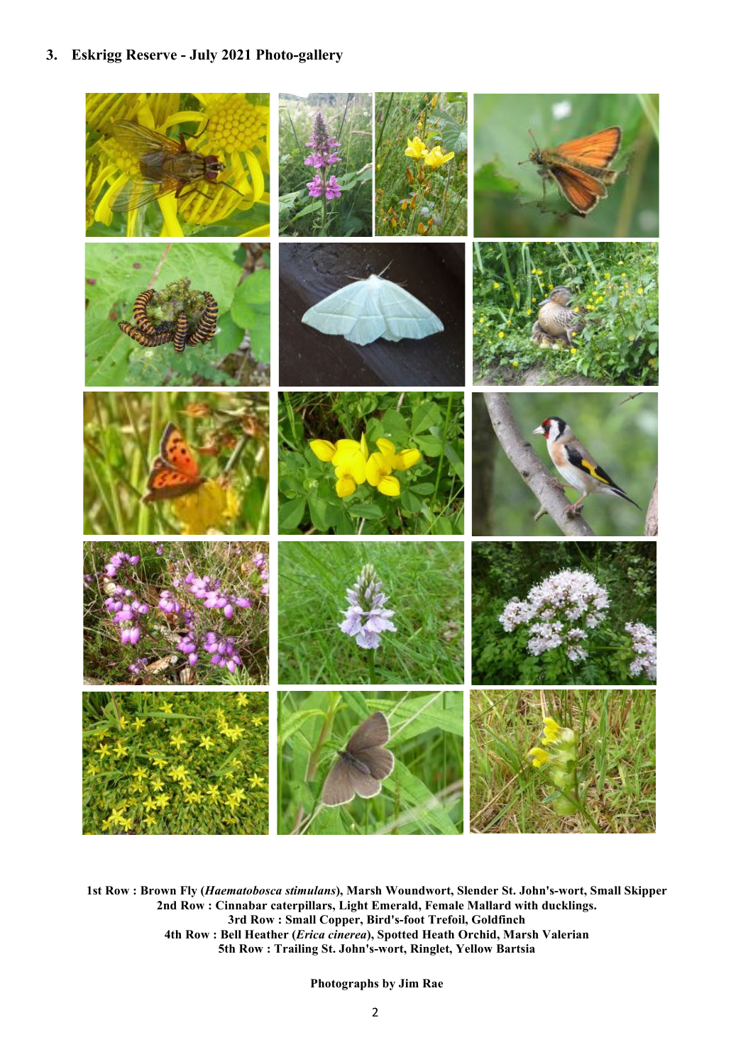## 3. Eskrigg Reserve - July 2021 Photo-gallery

**1st Row : Brown Fly (*Haematobosca stimulans*), Marsh Woundwort, Slender St. John's-wort, Small Skipper**
**2nd Row : Cinnabar caterpillars, Light Emerald, Female Mallard with ducklings.**
**3rd Row : Small Copper, Bird's-foot Trefoil, Goldfinch**
**4th Row : Bell Heather (*Erica cinerea*), Spotted Heath Orchid, Marsh Valerian**
**5th Row : Trailing St. John's-wort, Ringlet, Yellow Bartsia**

**Photographs by Jim Rae**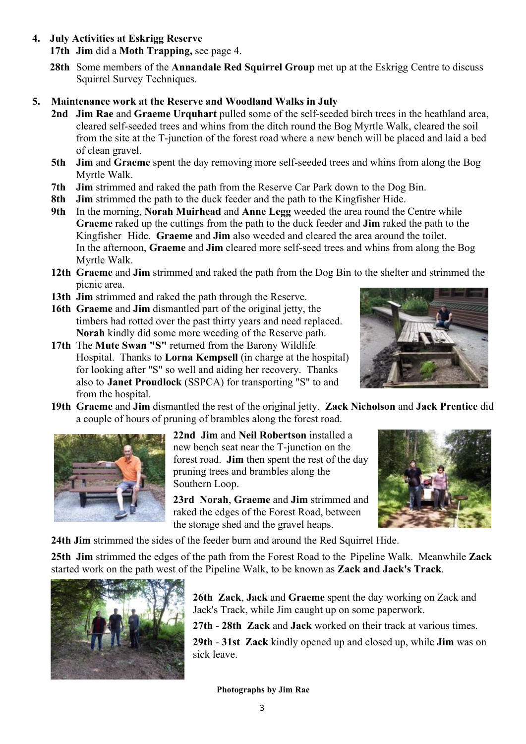4. **July Activities at Eskrigg Reserve**

**17th** **Jim** did a **Moth Trapping,** see page 4.

**28th** Some members of the **Annandale Red Squirrel Group** met up at the Eskrigg Centre to discuss Squirrel Survey Techniques.

5. **Maintenance work at the Reserve and Woodland Walks in July**

**2nd** **Jim Rae** and **Graeme Urquhart** pulled some of the self-seeded birch trees in the heathland area, cleared self-seeded trees and whins from the ditch round the Bog Myrtle Walk, cleared the soil from the site at the T-junction of the forest road where a new bench will be placed and laid a bed of clean gravel.

**5th** **Jim** and **Graeme** spent the day removing more self-seeded trees and whins from along the Bog Myrtle Walk.

**7th** **Jim** strimmed and raked the path from the Reserve Car Park down to the Dog Bin.

**8th** **Jim** strimmed the path to the duck feeder and the path to the Kingfisher Hide.

**9th** In the morning, **Norah Muirhead** and **Anne Legg** weeded the area round the Centre while **Graeme** raked up the cuttings from the path to the duck feeder and **Jim** raked the path to the Kingfisher Hide. **Graeme** and **Jim** also weeded and cleared the area around the toilet. In the afternoon, **Graeme** and **Jim** cleared more self-seed trees and whins from along the Bog Myrtle Walk.

**12th** **Graeme** and **Jim** strimmed and raked the path from the Dog Bin to the shelter and strimmed the picnic area.

**13th** **Jim** strimmed and raked the path through the Reserve.

**16th** **Graeme** and **Jim** dismantled part of the original jetty, the timbers had rotted over the past thirty years and need replaced. **Norah** kindly did some more weeding of the Reserve path.

**17th** The **Mute Swan "S"** returned from the Barony Wildlife Hospital. Thanks to **Lorna Kempsell** (in charge at the hospital) for looking after "S" so well and aiding her recovery. Thanks also to **Janet Proudlock** (SSPCA) for transporting "S" to and from the hospital.

**19th** **Graeme** and **Jim** dismantled the rest of the original jetty. **Zack Nicholson** and **Jack Prentice** did a couple of hours of pruning of brambles along the forest road.

**22nd** **Jim** and **Neil Robertson** installed a new bench seat near the T-junction on the forest road. **Jim** then spent the rest of the day pruning trees and brambles along the Southern Loop.

**23rd** **Norah**, **Graeme** and **Jim** strimmed and raked the edges of the Forest Road, between the storage shed and the gravel heaps.

**24th** **Jim** strimmed the sides of the feeder burn and around the Red Squirrel Hide.

**25th** **Jim** strimmed the edges of the path from the Forest Road to the Pipeline Walk. Meanwhile **Zack** started work on the path west of the Pipeline Walk, to be known as **Zack and Jack's Track**.

**26th** **Zack**, **Jack** and **Graeme** spent the day working on Zack and Jack's Track, while Jim caught up on some paperwork.

**27th** - **28th** **Zack** and **Jack** worked on their track at various times.

**29th** - **31st** **Zack** kindly opened up and closed up, while **Jim** was on sick leave.

**Photographs by Jim Rae**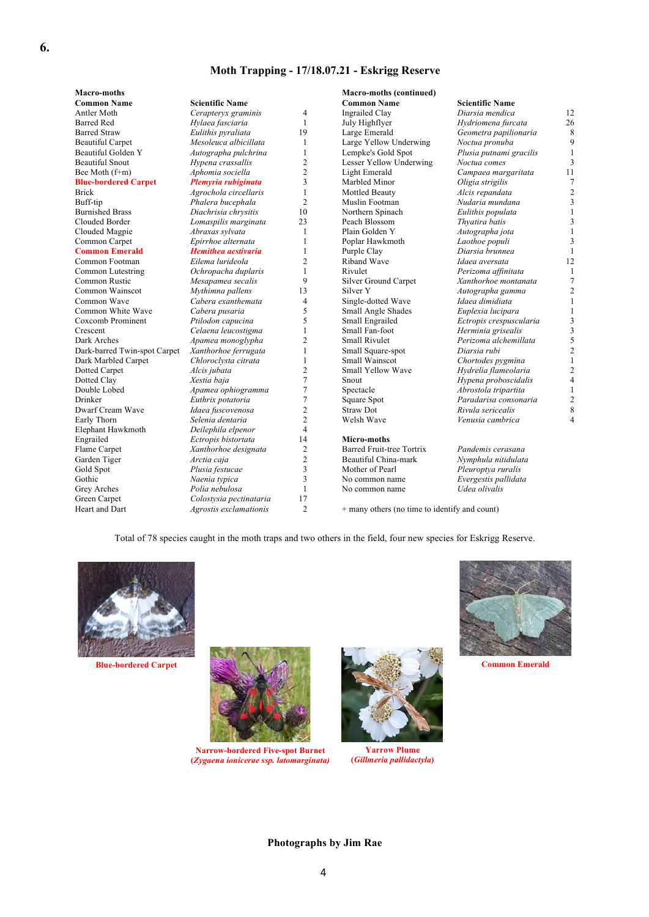6.

## Moth Trapping - 17/18.07.21 - Eskrigg Reserve

**Macro-moths**

| Common Name | Scientific Name | |
|---|---|---|
| Antler Moth | *Cerapteryx graminis* | 4 |
| Barred Red | *Hylaea fasciaria* | 1 |
| Barred Straw | *Eulithis pyraliata* | 19 |
| Beautiful Carpet | *Mesoleuca albicillata* | 1 |
| Beautiful Golden Y | *Autographa pulchrina* | 1 |
| Beautiful Snout | *Hypena crassallis* | 2 |
| Bee Moth (f+m) | *Aphomia sociella* | 2 |
| **Blue-bordered Carpet** | ***Plemyria rubiginata*** | 3 |
| Brick | *Agrochola circellaris* | 1 |
| Buff-tip | *Phalera bucephala* | 2 |
| Burnished Brass | *Diachrisia chrysitis* | 10 |
| Clouded Border | *Lomaspilis marginata* | 23 |
| Clouded Magpie | *Abraxas sylvata* | 1 |
| Common Carpet | *Epirrhoe alternata* | 1 |
| **Common Emerald** | ***Hemithea aestivaria*** | 1 |
| Common Footman | *Eilema lurideola* | 2 |
| Common Lutestring | *Ochropacha duplaris* | 1 |
| Common Rustic | *Mesapamea secalis* | 9 |
| Common Wainscot | *Mythimna pallens* | 13 |
| Common Wave | *Cabera exanthemata* | 4 |
| Common White Wave | *Cabera pusaria* | 5 |
| Coxcomb Prominent | *Ptilodon capucina* | 5 |
| Crescent | *Celaena leucostigma* | 1 |
| Dark Arches | *Apamea monoglypha* | 2 |
| Dark-barred Twin-spot Carpet | *Xanthorhoe ferrugata* | 1 |
| Dark Marbled Carpet | *Chloroclysta citrata* | 1 |
| Dotted Carpet | *Alcis jubata* | 2 |
| Dotted Clay | *Xestia baja* | 7 |
| Double Lobed | *Apamea ophiogramma* | 7 |
| Drinker | *Euthrix potatoria* | 7 |
| Dwarf Cream Wave | *Idaea fuscovenosa* | 2 |
| Early Thorn | *Selenia dentaria* | 2 |
| Elephant Hawkmoth | *Deilephila elpenor* | 4 |
| Engrailed | *Ectropis bistortata* | 14 |
| Flame Carpet | *Xanthorhoe designata* | 2 |
| Garden Tiger | *Arctia caja* | 2 |
| Gold Spot | *Plusia festucae* | 3 |
| Gothic | *Naenia typica* | 3 |
| Grey Arches | *Polia nebulosa* | 1 |
| Green Carpet | *Colostysia pectinataria* | 17 |
| Heart and Dart | *Agrostis exclamationis* | 2 |

**Macro-moths (continued)**

| Common Name | Scientific Name | |
|---|---|---|
| Ingrailed Clay | *Diarsia mendica* | 12 |
| July Highflyer | *Hydriomena furcata* | 26 |
| Large Emerald | *Geometra papilionaria* | 8 |
| Large Yellow Underwing | *Noctua pronuba* | 9 |
| Lempke's Gold Spot | *Plusia putnami gracilis* | 1 |
| Lesser Yellow Underwing | *Noctua comes* | 3 |
| Light Emerald | *Campaea margaritata* | 11 |
| Marbled Minor | *Oligia strigilis* | 7 |
| Mottled Beauty | *Alcis repandata* | 2 |
| Muslin Footman | *Nudaria mundana* | 3 |
| Northern Spinach | *Eulithis populata* | 1 |
| Peach Blossom | *Thyatira batis* | 3 |
| Plain Golden Y | *Autographa jota* | 1 |
| Poplar Hawkmoth | *Laothoe populi* | 3 |
| Purple Clay | *Diarsia brunnea* | 1 |
| Riband Wave | *Idaea aversata* | 12 |
| Rivulet | *Perizoma affinitata* | 1 |
| Silver Ground Carpet | *Xanthorhoe montanata* | 7 |
| Silver Y | *Autographa gamma* | 2 |
| Single-dotted Wave | *Idaea dimidiata* | 1 |
| Small Angle Shades | *Euplexia lucipara* | 1 |
| Small Engrailed | *Ectropis crespuscularia* | 3 |
| Small Fan-foot | *Herminia grisealis* | 3 |
| Small Rivulet | *Perizoma alchemillata* | 5 |
| Small Square-spot | *Diarsia rubi* | 2 |
| Small Wainscot | *Chortodes pygmina* | 1 |
| Small Yellow Wave | *Hydrelia flameolaria* | 2 |
| Snout | *Hypena proboscidalis* | 4 |
| Spectacle | *Abrostola tripartita* | 1 |
| Square Spot | *Paradarisa consonaria* | 2 |
| Straw Dot | *Rivula sericealis* | 8 |
| Welsh Wave | *Venusia cambrica* | 4 |

**Micro-moths**

| Common Name | Scientific Name |
|---|---|
| Barred Fruit-tree Tortrix | *Pandemis cerasana* |
| Beautiful China-mark | *Nymphula nitidulata* |
| Mother of Pearl | *Pleuroptya ruralis* |
| No common name | *Evergestis pallidata* |
| No common name | *Udea olivalis* |

+ many others (no time to identify and count)

Total of 78 species caught in the moth traps and two others in the field, four new species for Eskrigg Reserve.

**Blue-bordered Carpet**

**Common Emerald**

**Narrow-bordered Five-spot Burnet (*Zygaena ionicerae ssp. latomarginata*)**

**Yarrow Plume (*Gillmeria pallidactyla*)**

**Photographs by Jim Rae**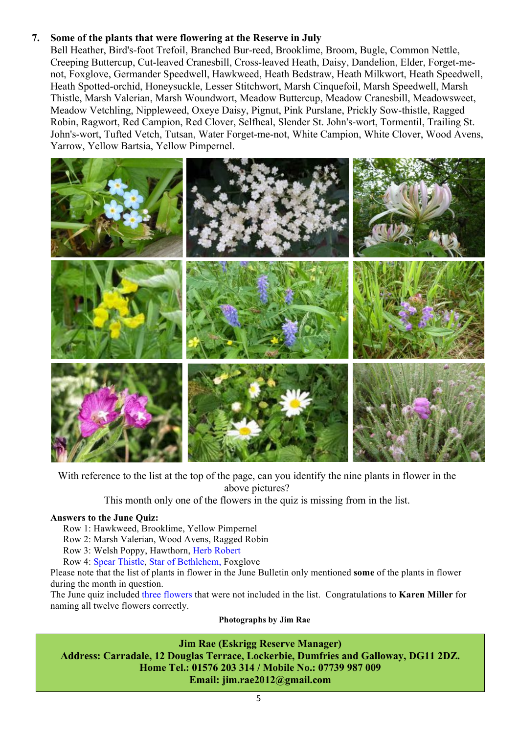## 7. Some of the plants that were flowering at the Reserve in July

Bell Heather, Bird's-foot Trefoil, Branched Bur-reed, Brooklime, Broom, Bugle, Common Nettle, Creeping Buttercup, Cut-leaved Cranesbill, Cross-leaved Heath, Daisy, Dandelion, Elder, Forget-me-not, Foxglove, Germander Speedwell, Hawkweed, Heath Bedstraw, Heath Milkwort, Heath Speedwell, Heath Spotted-orchid, Honeysuckle, Lesser Stitchwort, Marsh Cinquefoil, Marsh Speedwell, Marsh Thistle, Marsh Valerian, Marsh Woundwort, Meadow Buttercup, Meadow Cranesbill, Meadowsweet, Meadow Vetchling, Nippleweed, Oxeye Daisy, Pignut, Pink Purslane, Prickly Sow-thistle, Ragged Robin, Ragwort, Red Campion, Red Clover, Selfheal, Slender St. John's-wort, Tormentil, Trailing St. John's-wort, Tufted Vetch, Tutsan, Water Forget-me-not, White Campion, White Clover, Wood Avens, Yarrow, Yellow Bartsia, Yellow Pimpernel.

With reference to the list at the top of the page, can you identify the nine plants in flower in the above pictures?

This month only one of the flowers in the quiz is missing from in the list.

**Answers to the June Quiz:**

Row 1: Hawkweed, Brooklime, Yellow Pimpernel
Row 2: Marsh Valerian, Wood Avens, Ragged Robin
Row 3: Welsh Poppy, Hawthorn, Herb Robert
Row 4: Spear Thistle, Star of Bethlehem, Foxglove

Please note that the list of plants in flower in the June Bulletin only mentioned **some** of the plants in flower during the month in question.

The June quiz included three flowers that were not included in the list. Congratulations to **Karen Miller** for naming all twelve flowers correctly.

**Photographs by Jim Rae**

**Jim Rae (Eskrigg Reserve Manager)**
**Address: Carradale, 12 Douglas Terrace, Lockerbie, Dumfries and Galloway, DG11 2DZ.**
**Home Tel.: 01576 203 314 / Mobile No.: 07739 987 009**
**Email: jim.rae2012@gmail.com**